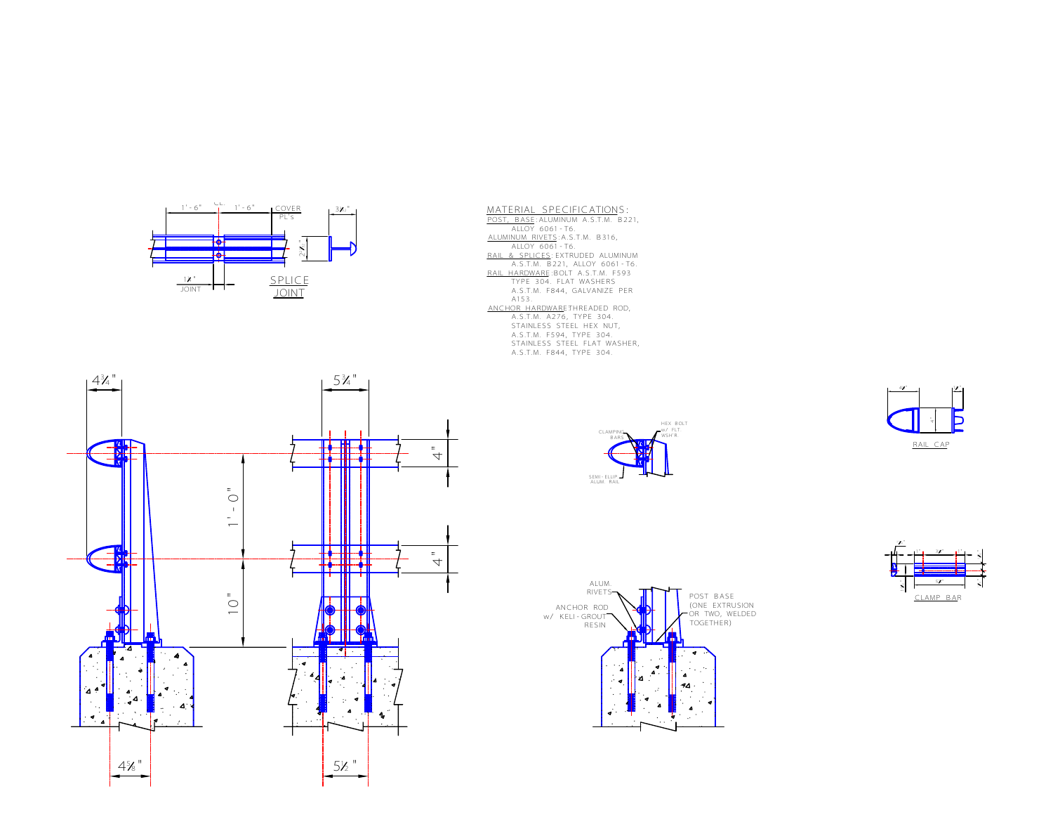SPLICE JOINT

1'-6" | CL. | 1'-6" | COVER PL's

3½"

2⅞"

1⁄4" JOINT

## MATERIAL SPECIFICATIONS:

POST, BASE: ALUMINUM A.S.T.M. B221, ALLOY 6061-T6.

ALUMINUM RIVETS: A.S.T.M. B316, ALLOY 6061-T6.

RAIL & SPLICES: EXTRUDED ALUMINUM A.S.T.M. B221, ALLOY 6061-T6.

RAIL HARDWARE: BOLT A.S.T.M. F593 TYPE 304. FLAT WASHERS A.S.T.M. F844, GALVANIZE PER A153.

ANCHOR HARDWARE: THREADED ROD, A.S.T.M. A276, TYPE 304. STAINLESS STEEL HEX NUT, A.S.T.M. F594, TYPE 304. STAINLESS STEEL FLAT WASHER, A.S.T.M. F844, TYPE 304.

4¾"

5¾"

4"

1'-0"

4"

10"

4⅝"

5½"

CLAMPING BARS

HEX BOLT w/ FLT. WSH'R.

SEMI-ELLIP. ALUM. RAIL

RAIL CAP

CLAMP BAR

ALUM. RIVETS

ANCHOR ROD w/ KELI-GROUT RESIN

POST BASE (ONE EXTRUSION OR TWO, WELDED TOGETHER)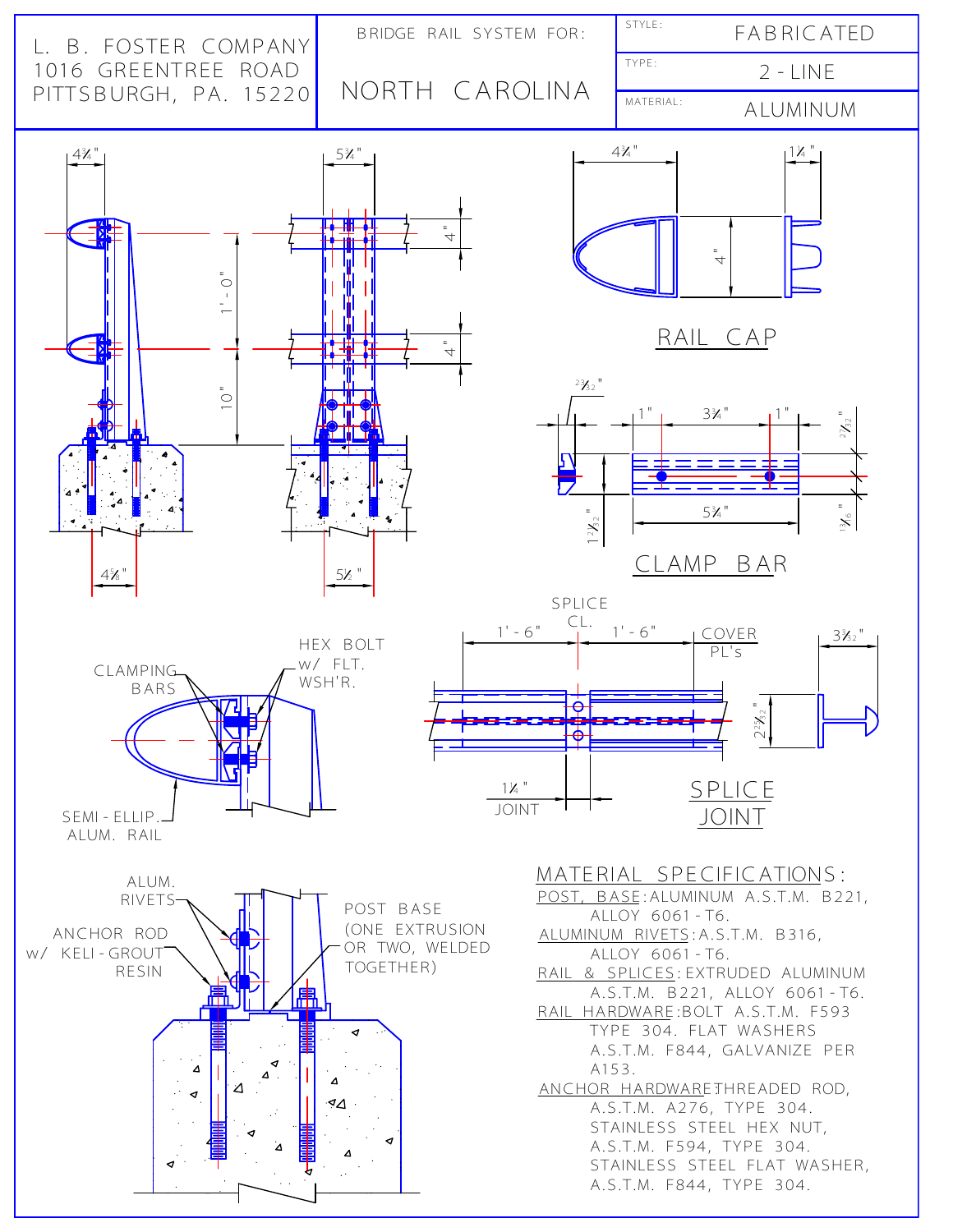L. B. FOSTER COMPANY
1016 GREENTREE ROAD
PITTSBURGH, PA. 15220

BRIDGE RAIL SYSTEM FOR:

NORTH CAROLINA

| | |
|---|---|
| STYLE: | FABRICATED |
| TYPE: | 2 - LINE |
| MATERIAL: | ALUMINUM |

4¾"

5¼"

4"

4"

1'-0"

10"

4⅝"

5½"

4¾"

1¼"

4"

RAIL CAP

23/32"

1"

3¼"

1"

27/32"

1 23/32"

5¼"

13/16"

CLAMP BAR

CLAMPING BARS

HEX BOLT w/ FLT. WSH'R.

SEMI-ELLIP. ALUM. RAIL

SPLICE CL.

1'-6"

1'-6"

COVER PL's

3 3/32"

2 25/32"

1¼" JOINT

SPLICE JOINT

ALUM. RIVETS

ANCHOR ROD w/ KELI-GROUT RESIN

POST BASE (ONE EXTRUSION OR TWO, WELDED TOGETHER)

## MATERIAL SPECIFICATIONS:

POST, BASE: ALUMINUM A.S.T.M. B221, ALLOY 6061-T6.

ALUMINUM RIVETS: A.S.T.M. B316, ALLOY 6061-T6.

RAIL & SPLICES: EXTRUDED ALUMINUM A.S.T.M. B221, ALLOY 6061-T6.

RAIL HARDWARE: BOLT A.S.T.M. F593 TYPE 304. FLAT WASHERS A.S.T.M. F844, GALVANIZE PER A153.

ANCHOR HARDWARE: THREADED ROD, A.S.T.M. A276, TYPE 304. STAINLESS STEEL HEX NUT, A.S.T.M. F594, TYPE 304. STAINLESS STEEL FLAT WASHER, A.S.T.M. F844, TYPE 304.